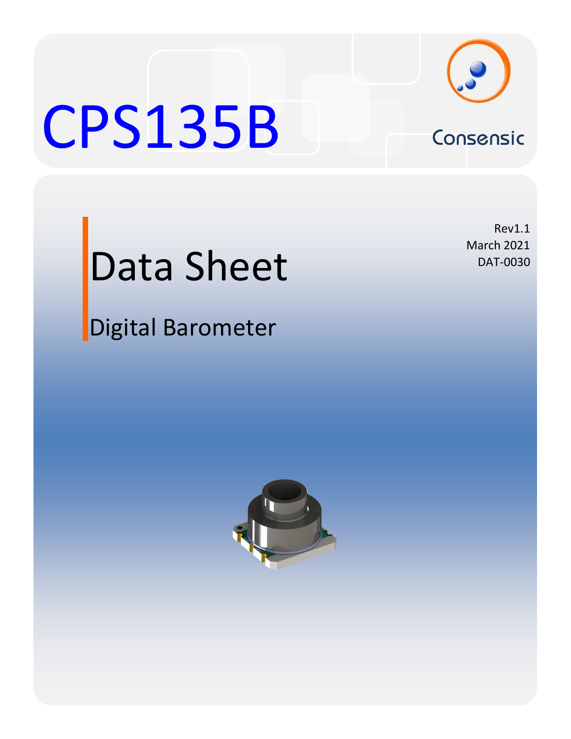# CPS135B

Consensic

Rev1.1
March 2021
DAT-0030

## Data Sheet

### Digital Barometer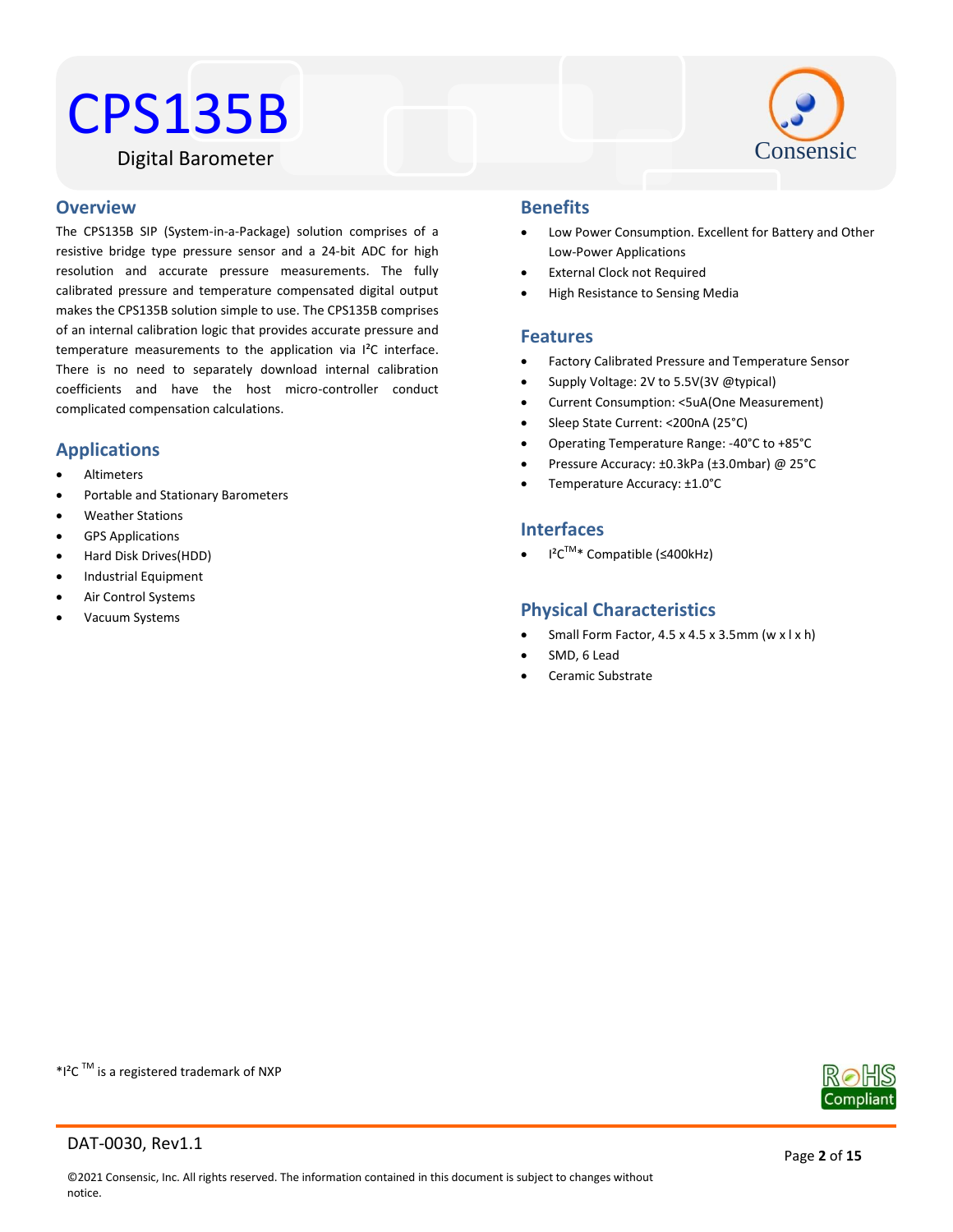# CPS135B

Digital Barometer

## Overview

The CPS135B SIP (System-in-a-Package) solution comprises of a resistive bridge type pressure sensor and a 24-bit ADC for high resolution and accurate pressure measurements. The fully calibrated pressure and temperature compensated digital output makes the CPS135B solution simple to use. The CPS135B comprises of an internal calibration logic that provides accurate pressure and temperature measurements to the application via I²C interface. There is no need to separately download internal calibration coefficients and have the host micro-controller conduct complicated compensation calculations.

## Applications

- Altimeters
- Portable and Stationary Barometers
- Weather Stations
- GPS Applications
- Hard Disk Drives(HDD)
- Industrial Equipment
- Air Control Systems
- Vacuum Systems

## Benefits

- Low Power Consumption. Excellent for Battery and Other Low-Power Applications
- External Clock not Required
- High Resistance to Sensing Media

## Features

- Factory Calibrated Pressure and Temperature Sensor
- Supply Voltage: 2V to 5.5V(3V @typical)
- Current Consumption: <5uA(One Measurement)
- Sleep State Current: <200nA (25°C)
- Operating Temperature Range: -40°C to +85°C
- Pressure Accuracy: ±0.3kPa (±3.0mbar) @ 25°C
- Temperature Accuracy: ±1.0°C

## Interfaces

- I²C™* Compatible (≤400kHz)

## Physical Characteristics

- Small Form Factor, 4.5 x 4.5 x 3.5mm (w x l x h)
- SMD, 6 Lead
- Ceramic Substrate

*I²C ™ is a registered trademark of NXP

DAT-0030, Rev1.1

©2021 Consensic, Inc. All rights reserved. The information contained in this document is subject to changes without notice.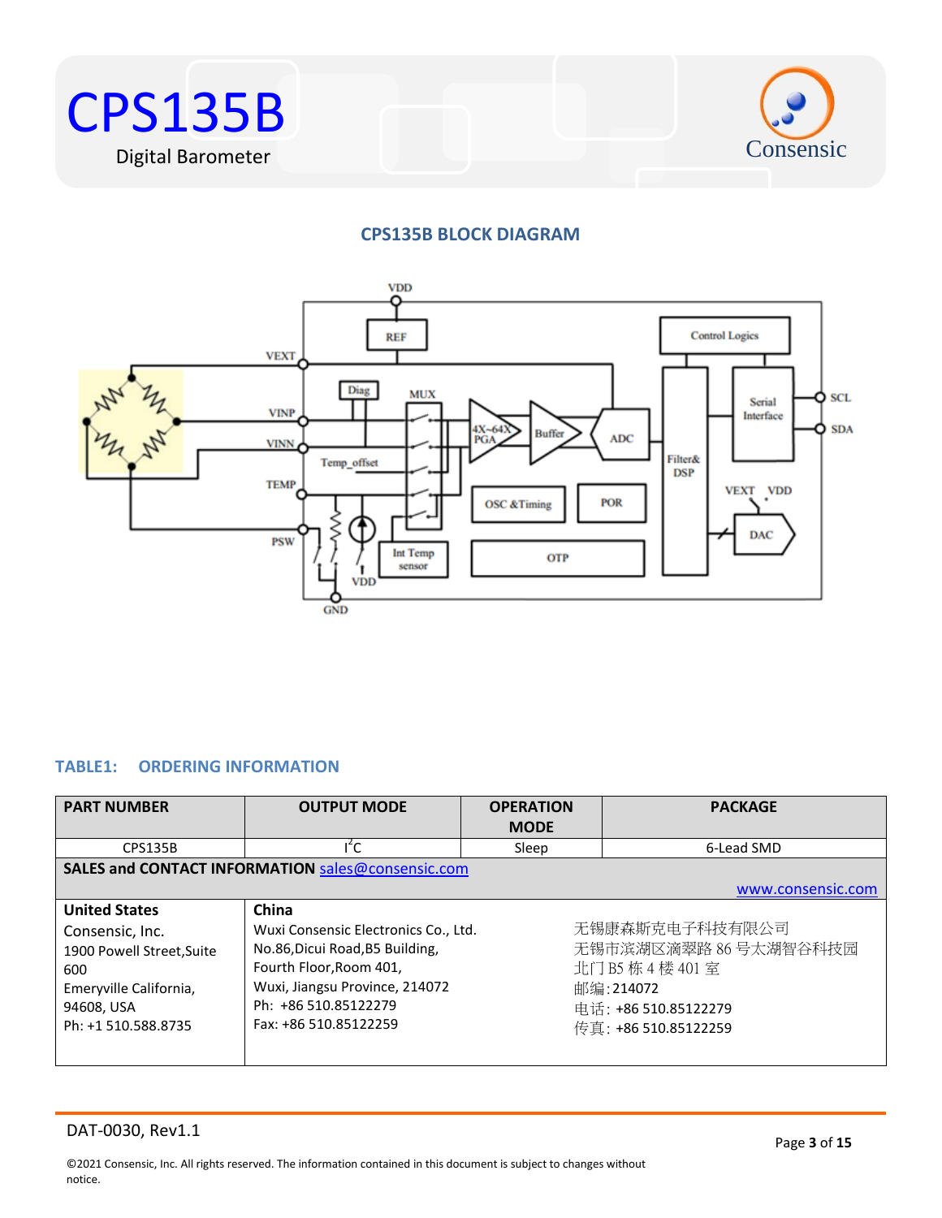## CPS135B BLOCK DIAGRAM

### TABLE1: ORDERING INFORMATION

| PART NUMBER | OUTPUT MODE | OPERATION MODE | PACKAGE |
|---|---|---|---|
| CPS135B | $I^2C$ | Sleep | 6-Lead SMD |

**SALES and CONTACT INFORMATION** sales@consensic.com

www.consensic.com

| United States | China | |
|---|---|---|
| Consensic, Inc.<br>1900 Powell Street,Suite 600<br>Emeryville California, 94608, USA<br>Ph: +1 510.588.8735 | Wuxi Consensic Electronics Co., Ltd.<br>No.86,Dicui Road,B5 Building,<br>Fourth Floor,Room 401,<br>Wuxi, Jiangsu Province, 214072<br>Ph: +86 510.85122279<br>Fax: +86 510.85122259 | 无锡康森斯克电子科技有限公司<br>无锡市滨湖区滴翠路 86 号太湖智谷科技园<br>北门 B5 栋 4 楼 401 室<br>邮编:214072<br>电话: +86 510.85122279<br>传真: +86 510.85122259 |

DAT-0030, Rev1.1

©2021 Consensic, Inc. All rights reserved. The information contained in this document is subject to changes without notice.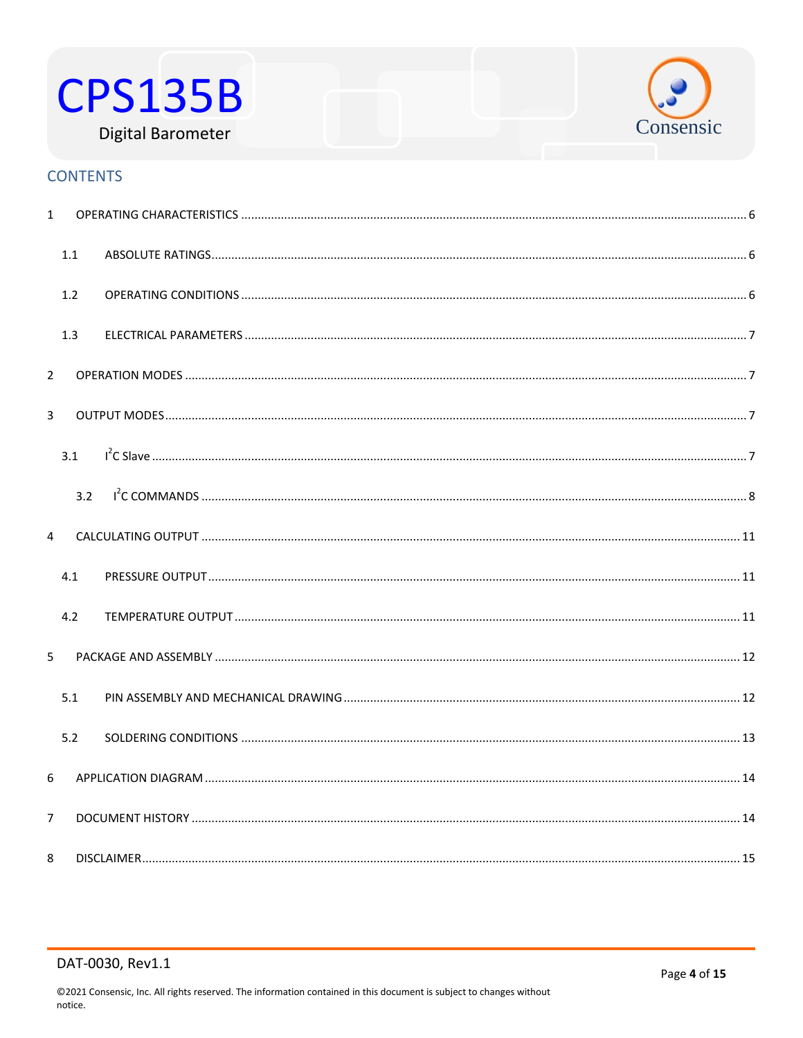## CONTENTS

1 OPERATING CHARACTERISTICS ..... 6

1.1 ABSOLUTE RATINGS ..... 6

1.2 OPERATING CONDITIONS ..... 6

1.3 ELECTRICAL PARAMETERS ..... 7

2 OPERATION MODES ..... 7

3 OUTPUT MODES ..... 7

3.1 $I^2C$ Slave ..... 7

3.2 $I^2C$ COMMANDS ..... 8

4 CALCULATING OUTPUT ..... 11

4.1 PRESSURE OUTPUT ..... 11

4.2 TEMPERATURE OUTPUT ..... 11

5 PACKAGE AND ASSEMBLY ..... 12

5.1 PIN ASSEMBLY AND MECHANICAL DRAWING ..... 12

5.2 SOLDERING CONDITIONS ..... 13

6 APPLICATION DIAGRAM ..... 14

7 DOCUMENT HISTORY ..... 14

8 DISCLAIMER ..... 15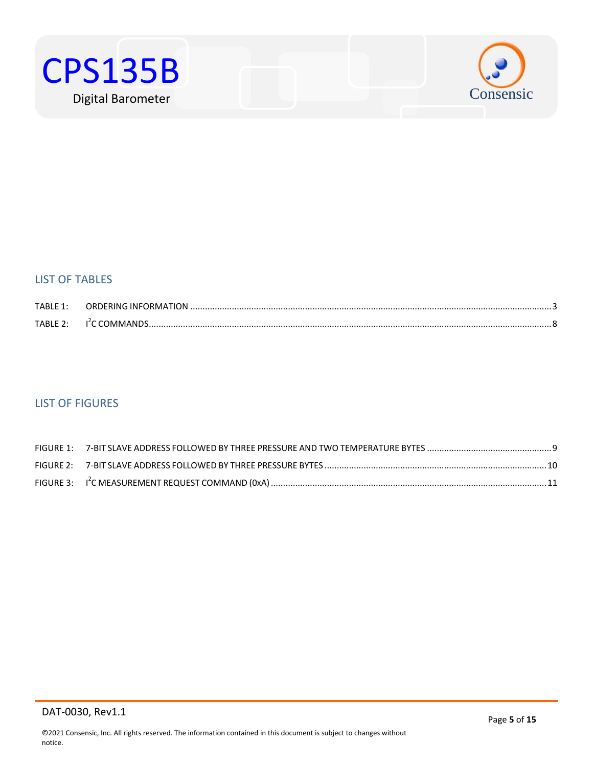## LIST OF TABLES

TABLE 1: ORDERING INFORMATION ..... 3
TABLE 2: I$^2$C COMMANDS ..... 8

## LIST OF FIGURES

FIGURE 1: 7-BIT SLAVE ADDRESS FOLLOWED BY THREE PRESSURE AND TWO TEMPERATURE BYTES ..... 9
FIGURE 2: 7-BIT SLAVE ADDRESS FOLLOWED BY THREE PRESSURE BYTES ..... 10
FIGURE 3: I$^2$C MEASUREMENT REQUEST COMMAND (0xA) ..... 11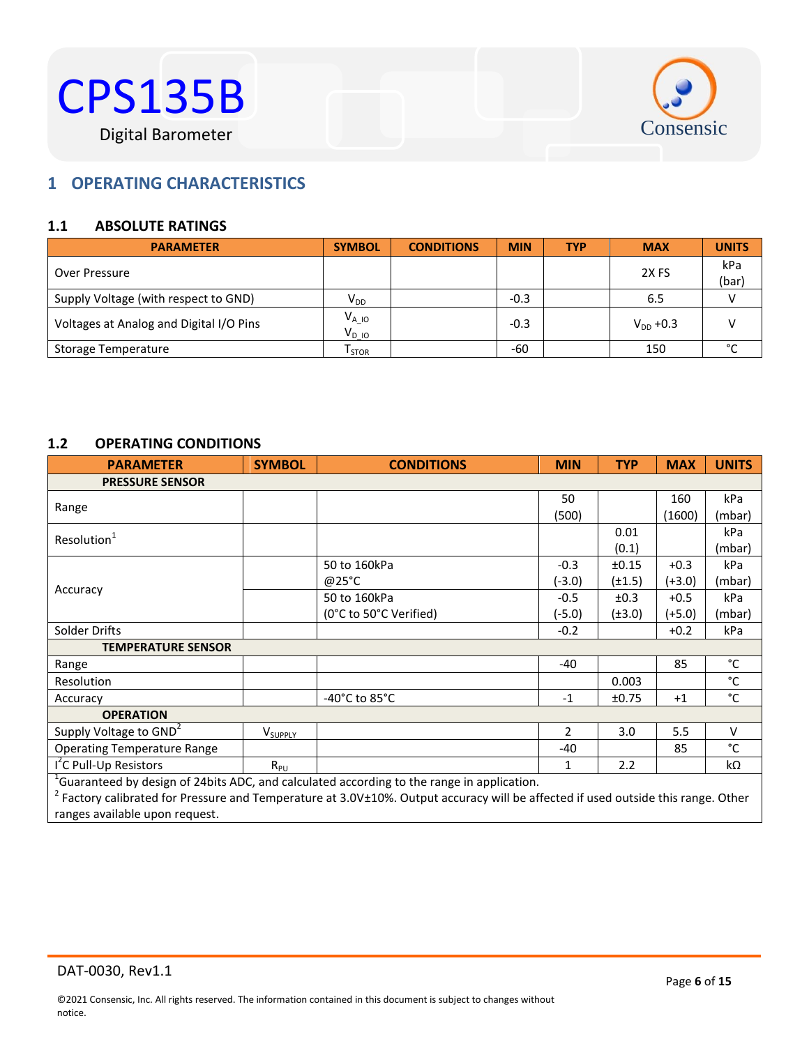# 1 OPERATING CHARACTERISTICS

## 1.1 ABSOLUTE RATINGS

| PARAMETER | SYMBOL | CONDITIONS | MIN | TYP | MAX | UNITS |
|---|---|---|---|---|---|---|
| Over Pressure | | | | | 2X FS | kPa (bar) |
| Supply Voltage (with respect to GND) | $V_{DD}$ | | -0.3 | | 6.5 | V |
| Voltages at Analog and Digital I/O Pins | $V_{A\_IO}$ $V_{D\_IO}$ | | -0.3 | | $V_{DD}$ +0.3 | V |
| Storage Temperature | $T_{STOR}$ | | -60 | | 150 | °C |

## 1.2 OPERATING CONDITIONS

| PARAMETER | SYMBOL | CONDITIONS | MIN | TYP | MAX | UNITS |
|---|---|---|---|---|---|---|
| **PRESSURE SENSOR** | | | | | | |
| Range | | | 50 (500) | | 160 (1600) | kPa (mbar) |
| Resolution[1] | | | | 0.01 (0.1) | | kPa (mbar) |
| Accuracy | | 50 to 160kPa @25°C | -0.3 (-3.0) | ±0.15 (±1.5) | +0.3 (+3.0) | kPa (mbar) |
| | | 50 to 160kPa (0°C to 50°C Verified) | -0.5 (-5.0) | ±0.3 (±3.0) | +0.5 (+5.0) | kPa (mbar) |
| Solder Drifts | | | -0.2 | | +0.2 | kPa |
| **TEMPERATURE SENSOR** | | | | | | |
| Range | | | -40 | | 85 | °C |
| Resolution | | | | 0.003 | | °C |
| Accuracy | | -40°C to 85°C | -1 | ±0.75 | +1 | °C |
| **OPERATION** | | | | | | |
| Supply Voltage to GND[2] | $V_{SUPPLY}$ | | 2 | 3.0 | 5.5 | V |
| Operating Temperature Range | | | -40 | | 85 | °C |
| $I^2C$ Pull-Up Resistors | $R_{PU}$ | | 1 | 2.2 | | kΩ |

[1]Guaranteed by design of 24bits ADC, and calculated according to the range in application.

[2] Factory calibrated for Pressure and Temperature at 3.0V±10%. Output accuracy will be affected if used outside this range. Other ranges available upon request.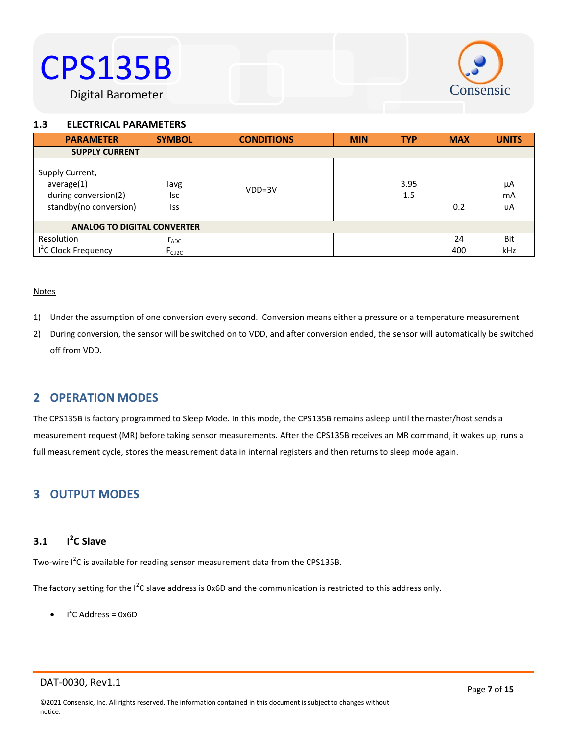## 1.3 ELECTRICAL PARAMETERS

| PARAMETER | SYMBOL | CONDITIONS | MIN | TYP | MAX | UNITS |
|---|---|---|---|---|---|---|
| **SUPPLY CURRENT** | | | | | | |
| Supply Current,<br>average(1)<br>during conversion(2)<br>standby(no conversion) | Iavg<br>Isc<br>Iss | VDD=3V | | 3.95<br>1.5 | 0.2 | µA<br>mA<br>uA |
| **ANALOG TO DIGITAL CONVERTER** | | | | | | |
| Resolution | $r_{ADC}$ | | | | 24 | Bit |
| I²C Clock Frequency | $F_{C,I2C}$ | | | | 400 | kHz |

Notes

1) Under the assumption of one conversion every second. Conversion means either a pressure or a temperature measurement
2) During conversion, the sensor will be switched on to VDD, and after conversion ended, the sensor will automatically be switched off from VDD.

# 2 OPERATION MODES

The CPS135B is factory programmed to Sleep Mode. In this mode, the CPS135B remains asleep until the master/host sends a measurement request (MR) before taking sensor measurements. After the CPS135B receives an MR command, it wakes up, runs a full measurement cycle, stores the measurement data in internal registers and then returns to sleep mode again.

# 3 OUTPUT MODES

## 3.1 I²C Slave

Two-wire I²C is available for reading sensor measurement data from the CPS135B.

The factory setting for the I²C slave address is 0x6D and the communication is restricted to this address only.

- I²C Address = 0x6D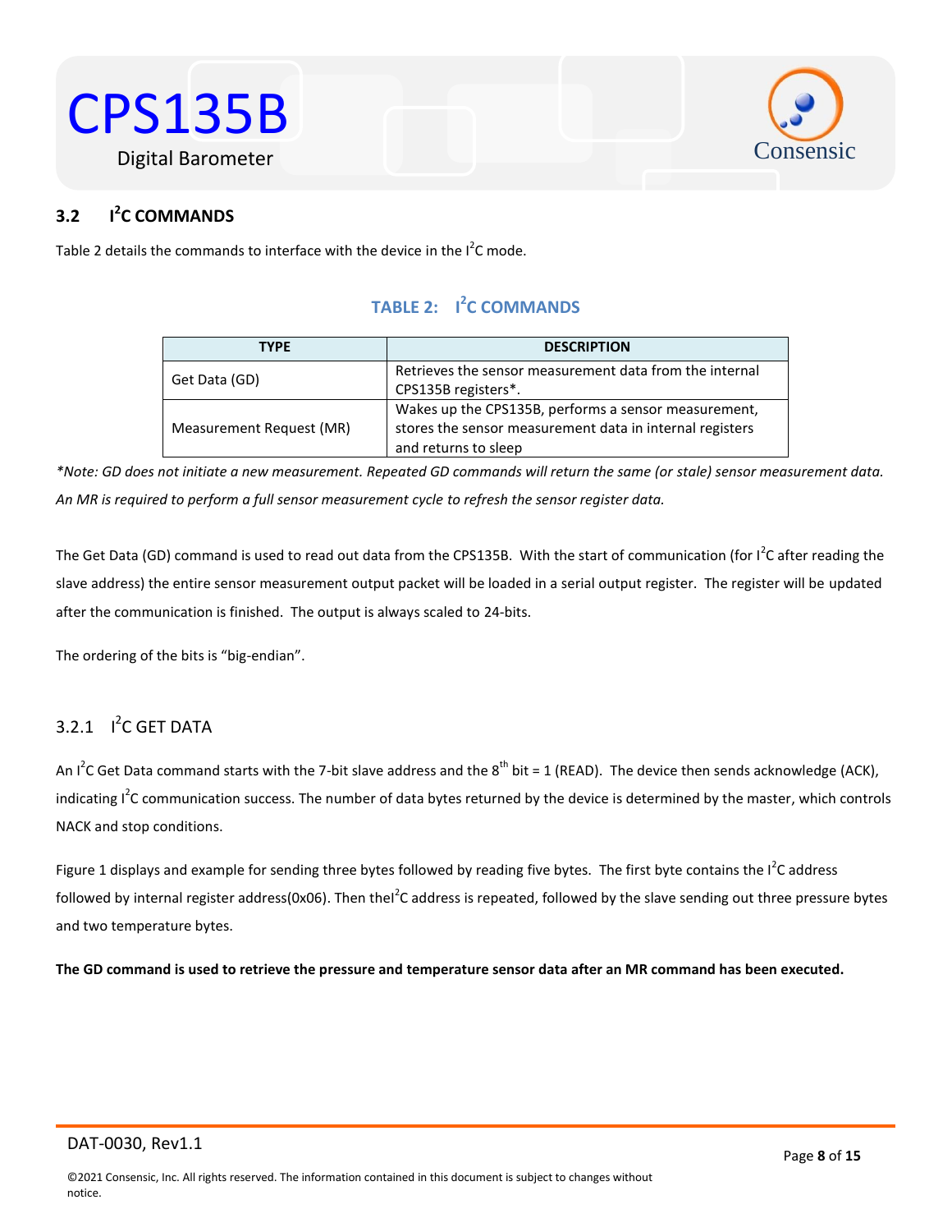## 3.2 I²C COMMANDS

Table 2 details the commands to interface with the device in the I²C mode.

**TABLE 2: I²C COMMANDS**

| TYPE | DESCRIPTION |
|---|---|
| Get Data (GD) | Retrieves the sensor measurement data from the internal CPS135B registers*. |
| Measurement Request (MR) | Wakes up the CPS135B, performs a sensor measurement, stores the sensor measurement data in internal registers and returns to sleep |

*\*Note: GD does not initiate a new measurement. Repeated GD commands will return the same (or stale) sensor measurement data. An MR is required to perform a full sensor measurement cycle to refresh the sensor register data.*

The Get Data (GD) command is used to read out data from the CPS135B. With the start of communication (for I²C after reading the slave address) the entire sensor measurement output packet will be loaded in a serial output register. The register will be updated after the communication is finished. The output is always scaled to 24-bits.

The ordering of the bits is "big-endian".

### 3.2.1 I²C GET DATA

An I²C Get Data command starts with the 7-bit slave address and the 8th bit = 1 (READ). The device then sends acknowledge (ACK), indicating I²C communication success. The number of data bytes returned by the device is determined by the master, which controls NACK and stop conditions.

Figure 1 displays and example for sending three bytes followed by reading five bytes. The first byte contains the I²C address followed by internal register address(0x06). Then theI²C address is repeated, followed by the slave sending out three pressure bytes and two temperature bytes.

**The GD command is used to retrieve the pressure and temperature sensor data after an MR command has been executed.**

DAT-0030, Rev1.1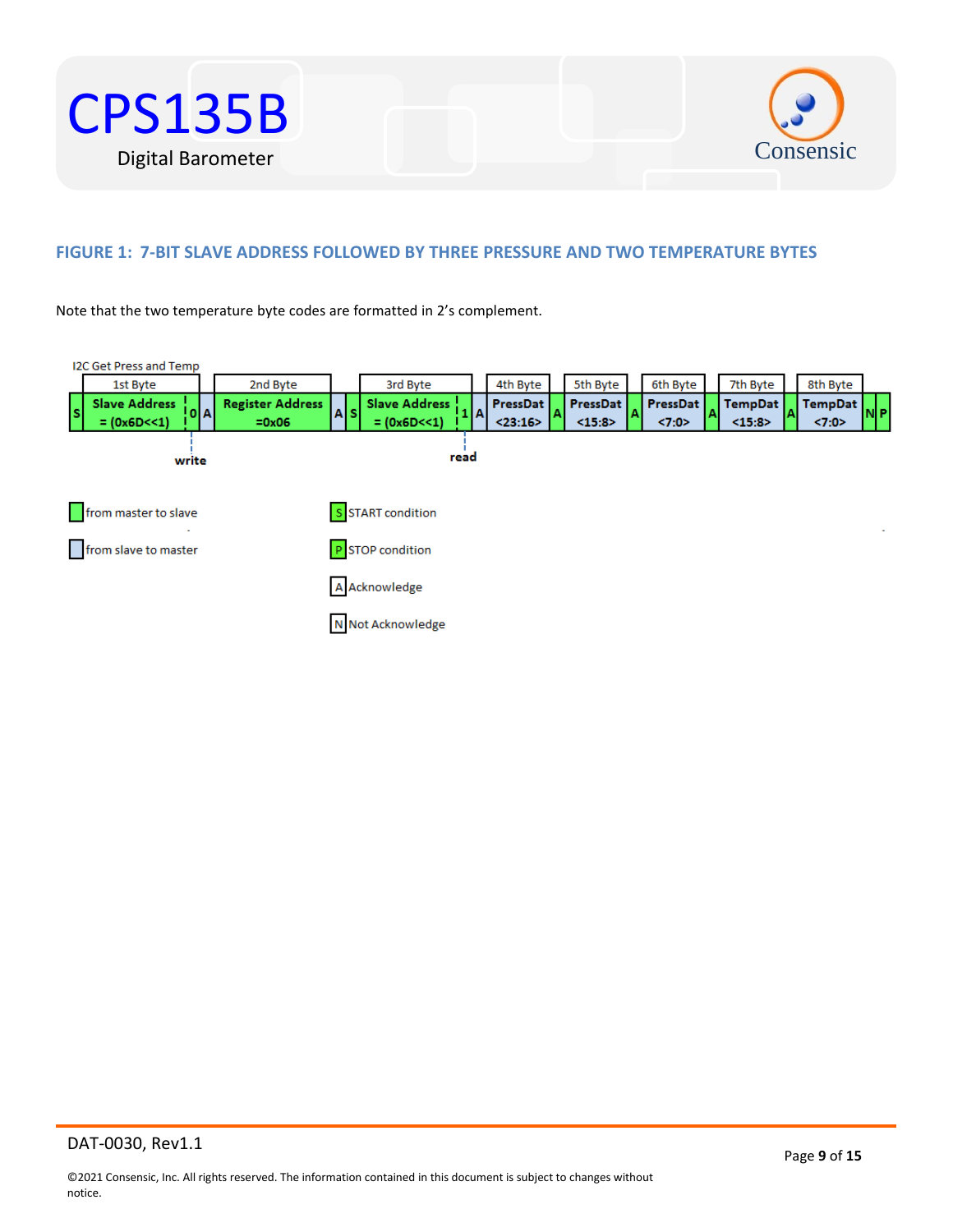### FIGURE 1: 7-BIT SLAVE ADDRESS FOLLOWED BY THREE PRESSURE AND TWO TEMPERATURE BYTES

Note that the two temperature byte codes are formatted in 2's complement.

I2C Get Press and Temp

| | 1st Byte | | | 2nd Byte | | | 3rd Byte | | | 4th Byte | | 5th Byte | | 6th Byte | | 7th Byte | | 8th Byte | | |
|---|---|---|---|---|---|---|---|---|---|---|---|---|---|---|---|---|---|---|---|---|
| S | Slave Address = (0x6D<<1) | 0 | A | Register Address =0x06 | A | S | Slave Address = (0x6D<<1) | 1 | A | PressDat <23:16> | A | PressDat <15:8> | A | PressDat <7:0> | A | TempDat <15:8> | A | TempDat <7:0> | N | P |
| | | write | | | | | | read | | | | | | | | | | | | |

- from master to slave
- from slave to master
- S START condition
- P STOP condition
- A Acknowledge
- N Not Acknowledge

DAT-0030, Rev1.1

©2021 Consensic, Inc. All rights reserved. The information contained in this document is subject to changes without notice.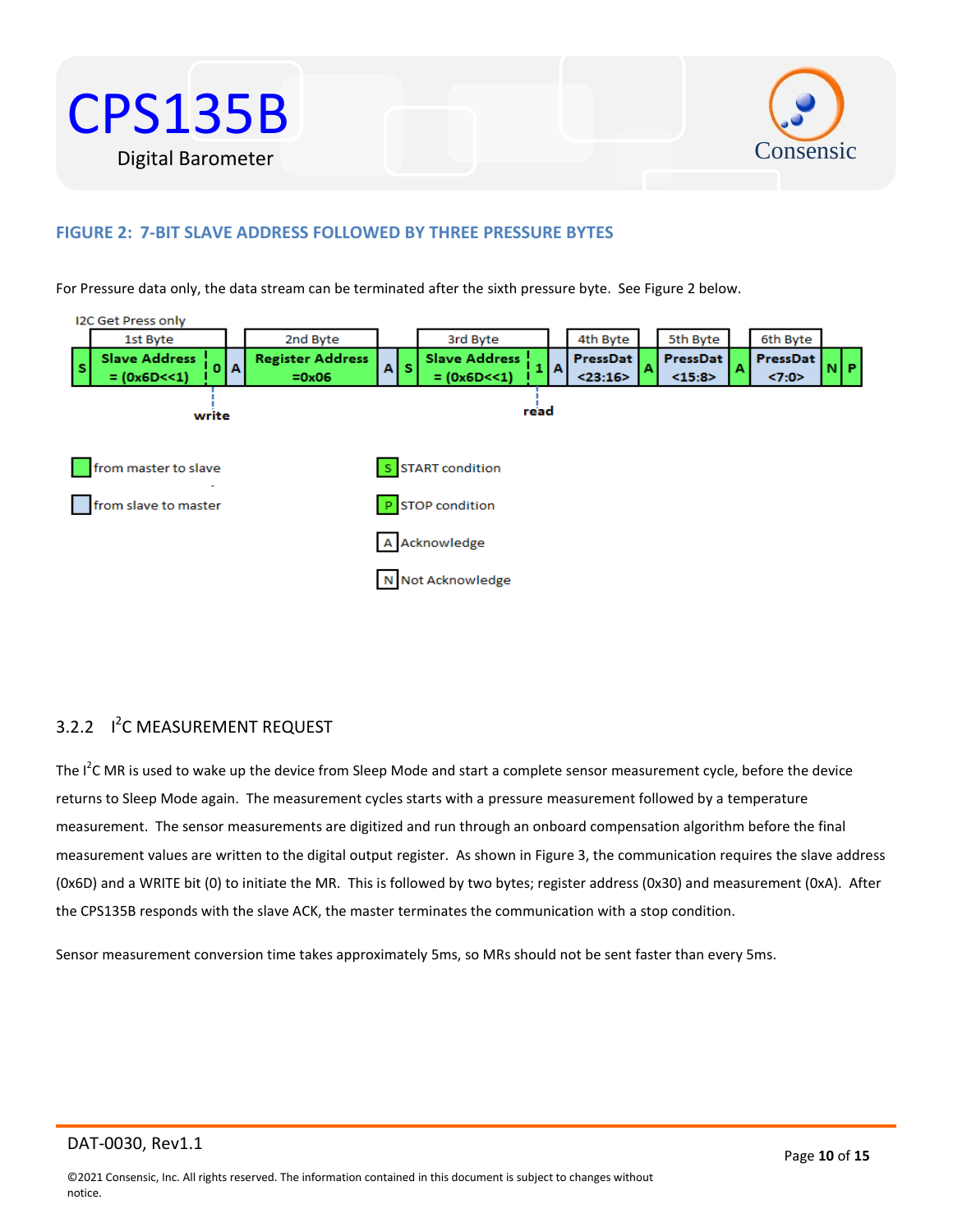#### FIGURE 2: 7-BIT SLAVE ADDRESS FOLLOWED BY THREE PRESSURE BYTES

For Pressure data only, the data stream can be terminated after the sixth pressure byte. See Figure 2 below.

I2C Get Press only

| | 1st Byte | | | 2nd Byte | | | 3rd Byte | | | 4th Byte | | 5th Byte | | 6th Byte | | |
|---|---|---|---|---|---|---|---|---|---|---|---|---|---|---|---|---|
| S | Slave Address = (0x6D<<1) | 0 | A | Register Address =0x06 | A | S | Slave Address = (0x6D<<1) | 1 | A | PressDat <23:16> | A | PressDat <15:8> | A | PressDat <7:0> | N | P |

write — read

- from master to slave
- from slave to master
- S: START condition
- P: STOP condition
- A: Acknowledge
- N: Not Acknowledge

### 3.2.2 I²C MEASUREMENT REQUEST

The I²C MR is used to wake up the device from Sleep Mode and start a complete sensor measurement cycle, before the device returns to Sleep Mode again. The measurement cycles starts with a pressure measurement followed by a temperature measurement. The sensor measurements are digitized and run through an onboard compensation algorithm before the final measurement values are written to the digital output register. As shown in Figure 3, the communication requires the slave address (0x6D) and a WRITE bit (0) to initiate the MR. This is followed by two bytes; register address (0x30) and measurement (0xA). After the CPS135B responds with the slave ACK, the master terminates the communication with a stop condition.

Sensor measurement conversion time takes approximately 5ms, so MRs should not be sent faster than every 5ms.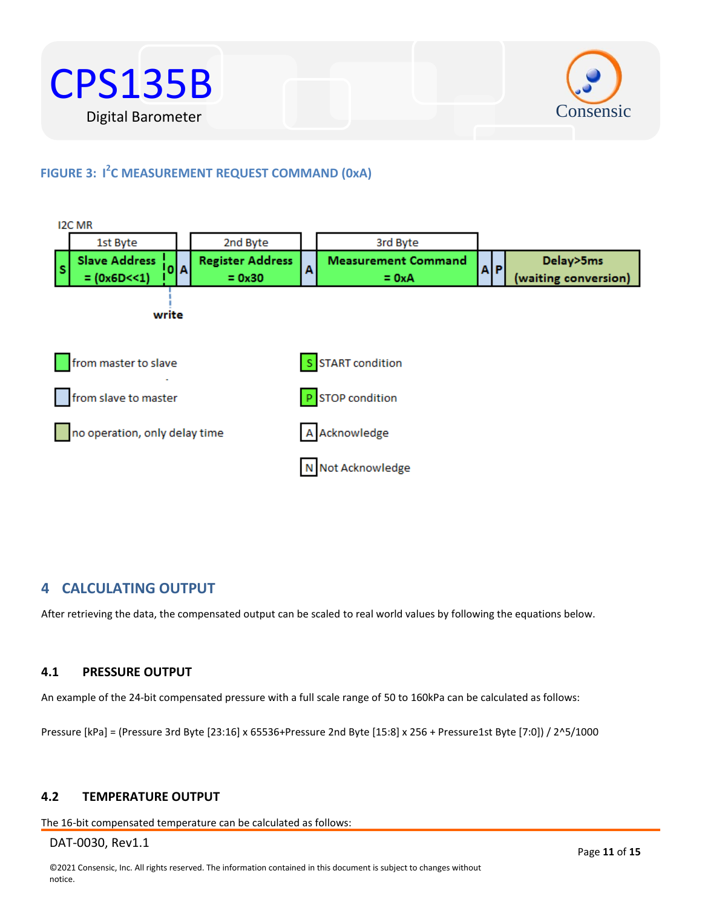**FIGURE 3: I²C MEASUREMENT REQUEST COMMAND (0xA)**

I2C MR

| | 1st Byte | | | 2nd Byte | | 3rd Byte | | | |
|---|---|---|---|---|---|---|---|---|---|
| S | Slave Address = (0x6D<<1) | 0 | A | Register Address = 0x30 | A | Measurement Command = 0xA | A | P | Delay>5ms (waiting conversion) |

write

- from master to slave
- from slave to master
- no operation, only delay time
- S: START condition
- P: STOP condition
- A: Acknowledge
- N: Not Acknowledge

# 4 CALCULATING OUTPUT

After retrieving the data, the compensated output can be scaled to real world values by following the equations below.

## 4.1 PRESSURE OUTPUT

An example of the 24-bit compensated pressure with a full scale range of 50 to 160kPa can be calculated as follows:

Pressure [kPa] = (Pressure 3rd Byte [23:16] x 65536+Pressure 2nd Byte [15:8] x 256 + Pressure1st Byte [7:0]) / 2^5/1000

## 4.2 TEMPERATURE OUTPUT

The 16-bit compensated temperature can be calculated as follows: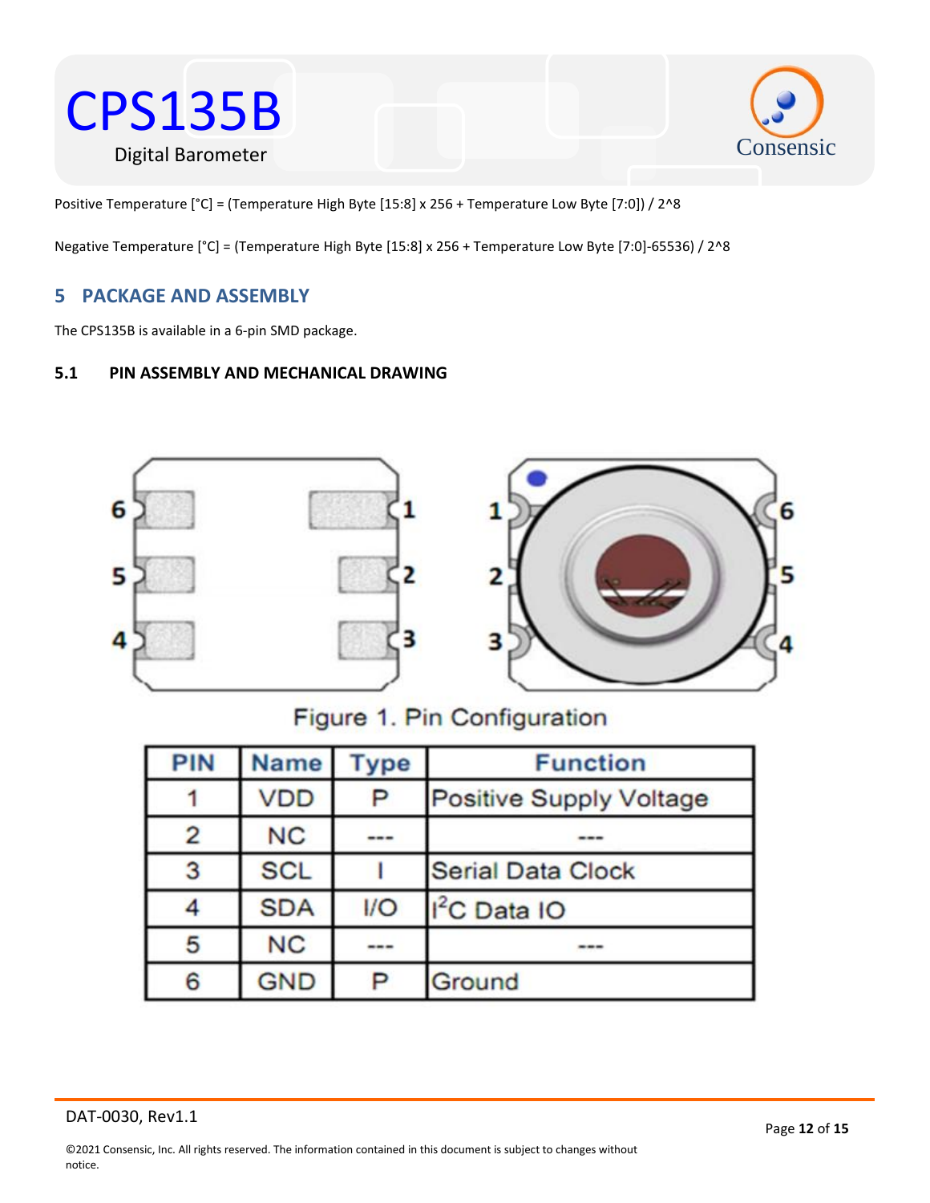Positive Temperature [°C] = (Temperature High Byte [15:8] x 256 + Temperature Low Byte [7:0]) / 2^8

Negative Temperature [°C] = (Temperature High Byte [15:8] x 256 + Temperature Low Byte [7:0]-65536) / 2^8

## 5 PACKAGE AND ASSEMBLY

The CPS135B is available in a 6-pin SMD package.

### 5.1 PIN ASSEMBLY AND MECHANICAL DRAWING

Figure 1. Pin Configuration

| PIN | Name | Type | Function |
|---|---|---|---|
| 1 | VDD | P | Positive Supply Voltage |
| 2 | NC | --- | --- |
| 3 | SCL | I | Serial Data Clock |
| 4 | SDA | I/O | $I^2C$ Data IO |
| 5 | NC | --- | --- |
| 6 | GND | P | Ground |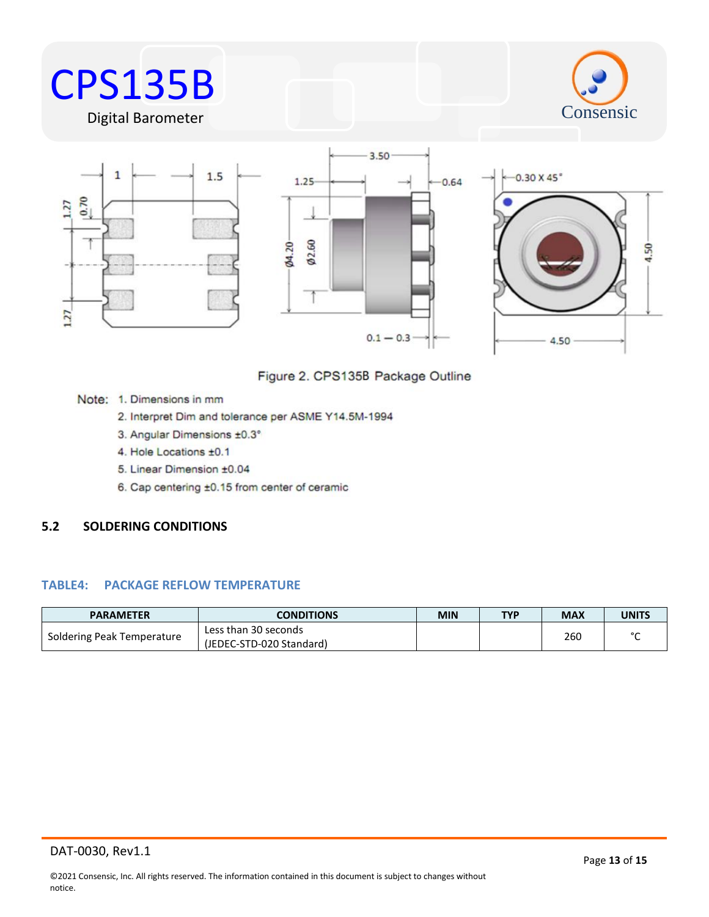Figure 2. CPS135B Package Outline

Note:
1. Dimensions in mm
2. Interpret Dim and tolerance per ASME Y14.5M-1994
3. Angular Dimensions ±0.3°
4. Hole Locations ±0.1
5. Linear Dimension ±0.04
6. Cap centering ±0.15 from center of ceramic

## 5.2 SOLDERING CONDITIONS

### TABLE4: PACKAGE REFLOW TEMPERATURE

| PARAMETER | CONDITIONS | MIN | TYP | MAX | UNITS |
|---|---|---|---|---|---|
| Soldering Peak Temperature | Less than 30 seconds (JEDEC-STD-020 Standard) | | | 260 | °C |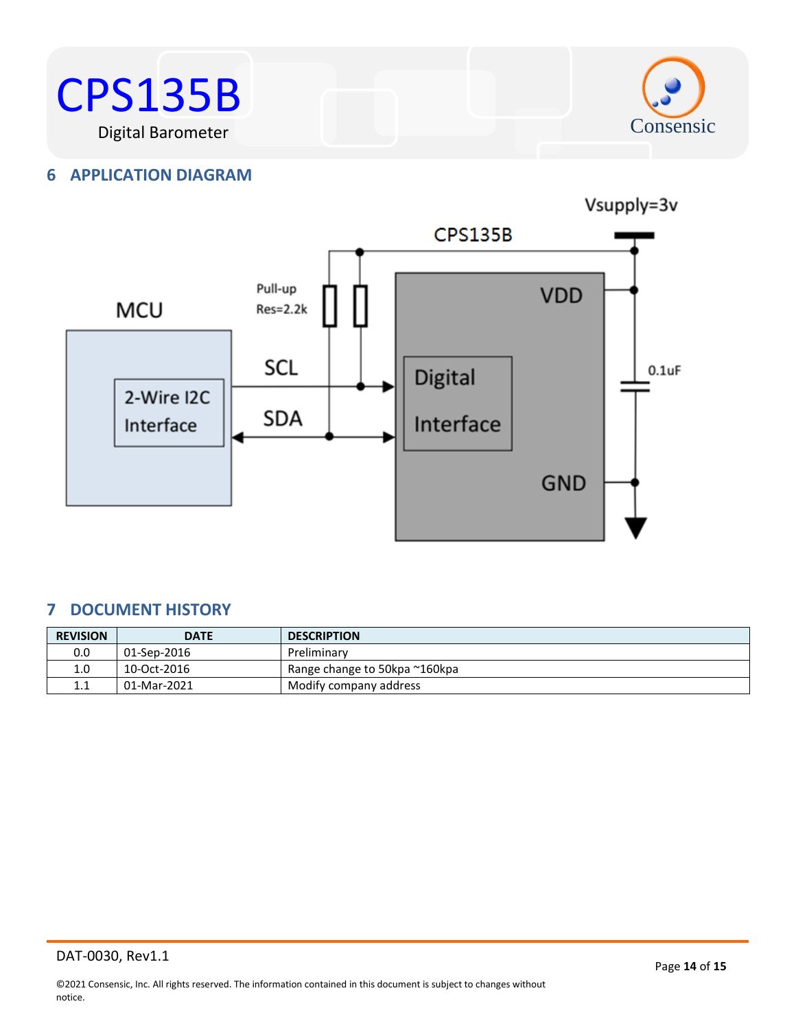## 6 APPLICATION DIAGRAM

MCU

2-Wire I2C Interface

SCL

SDA

Pull-up Res=2.2k

CPS135B

Digital Interface

VDD

GND

Vsupply=3v

0.1uF

## 7 DOCUMENT HISTORY

| REVISION | DATE | DESCRIPTION |
|---|---|---|
| 0.0 | 01-Sep-2016 | Preliminary |
| 1.0 | 10-Oct-2016 | Range change to 50kpa ~160kpa |
| 1.1 | 01-Mar-2021 | Modify company address |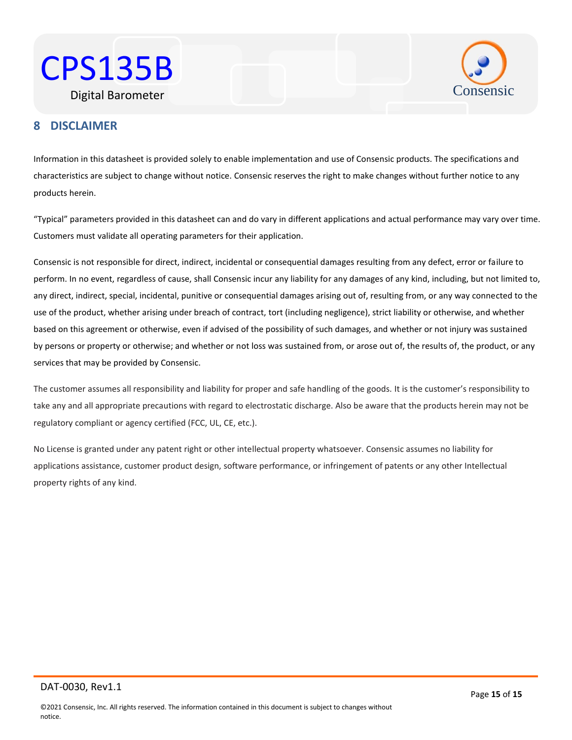## 8 DISCLAIMER

Information in this datasheet is provided solely to enable implementation and use of Consensic products. The specifications and characteristics are subject to change without notice. Consensic reserves the right to make changes without further notice to any products herein.

"Typical" parameters provided in this datasheet can and do vary in different applications and actual performance may vary over time. Customers must validate all operating parameters for their application.

Consensic is not responsible for direct, indirect, incidental or consequential damages resulting from any defect, error or failure to perform. In no event, regardless of cause, shall Consensic incur any liability for any damages of any kind, including, but not limited to, any direct, indirect, special, incidental, punitive or consequential damages arising out of, resulting from, or any way connected to the use of the product, whether arising under breach of contract, tort (including negligence), strict liability or otherwise, and whether based on this agreement or otherwise, even if advised of the possibility of such damages, and whether or not injury was sustained by persons or property or otherwise; and whether or not loss was sustained from, or arose out of, the results of, the product, or any services that may be provided by Consensic.

The customer assumes all responsibility and liability for proper and safe handling of the goods. It is the customer's responsibility to take any and all appropriate precautions with regard to electrostatic discharge. Also be aware that the products herein may not be regulatory compliant or agency certified (FCC, UL, CE, etc.).

No License is granted under any patent right or other intellectual property whatsoever. Consensic assumes no liability for applications assistance, customer product design, software performance, or infringement of patents or any other Intellectual property rights of any kind.